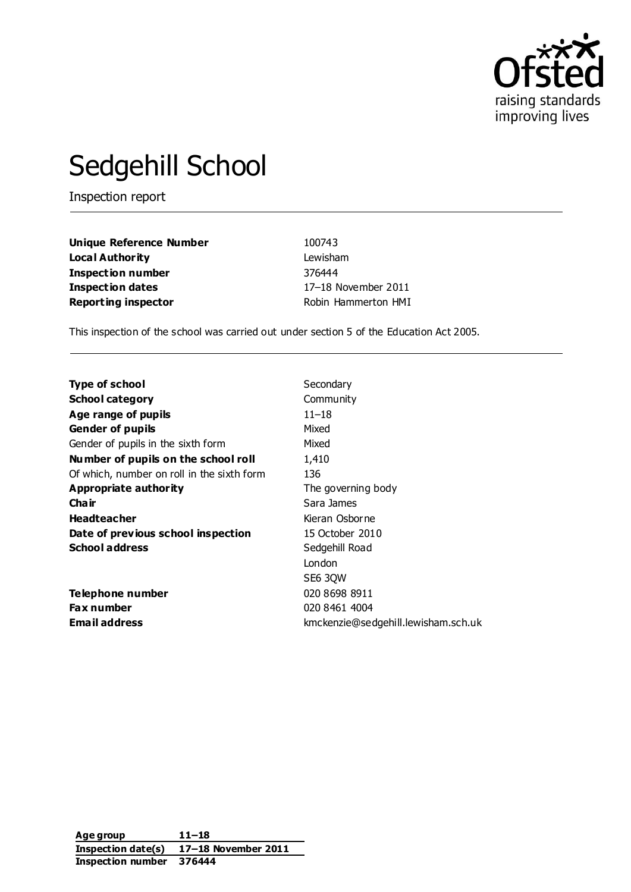# Sedgehill School

Inspection report

| | |
|---|---|
| **Unique Reference Number** | 100743 |
| **Local Authority** | Lewisham |
| **Inspection number** | 376444 |
| **Inspection dates** | 17–18 November 2011 |
| **Reporting inspector** | Robin Hammerton HMI |

This inspection of the school was carried out under section 5 of the Education Act 2005.

| | |
|---|---|
| **Type of school** | Secondary |
| **School category** | Community |
| **Age range of pupils** | 11–18 |
| **Gender of pupils** | Mixed |
| Gender of pupils in the sixth form | Mixed |
| **Number of pupils on the school roll** | 1,410 |
| Of which, number on roll in the sixth form | 136 |
| **Appropriate authority** | The governing body |
| **Chair** | Sara James |
| **Headteacher** | Kieran Osborne |
| **Date of previous school inspection** | 15 October 2010 |
| **School address** | Sedgehill Road<br>London<br>SE6 3QW |
| **Telephone number** | 020 8698 8911 |
| **Fax number** | 020 8461 4004 |
| **Email address** | kmckenzie@sedgehill.lewisham.sch.uk |

| | |
|---|---|
| **Age group** | **11–18** |
| **Inspection date(s)** | **17–18 November 2011** |
| **Inspection number** | **376444** |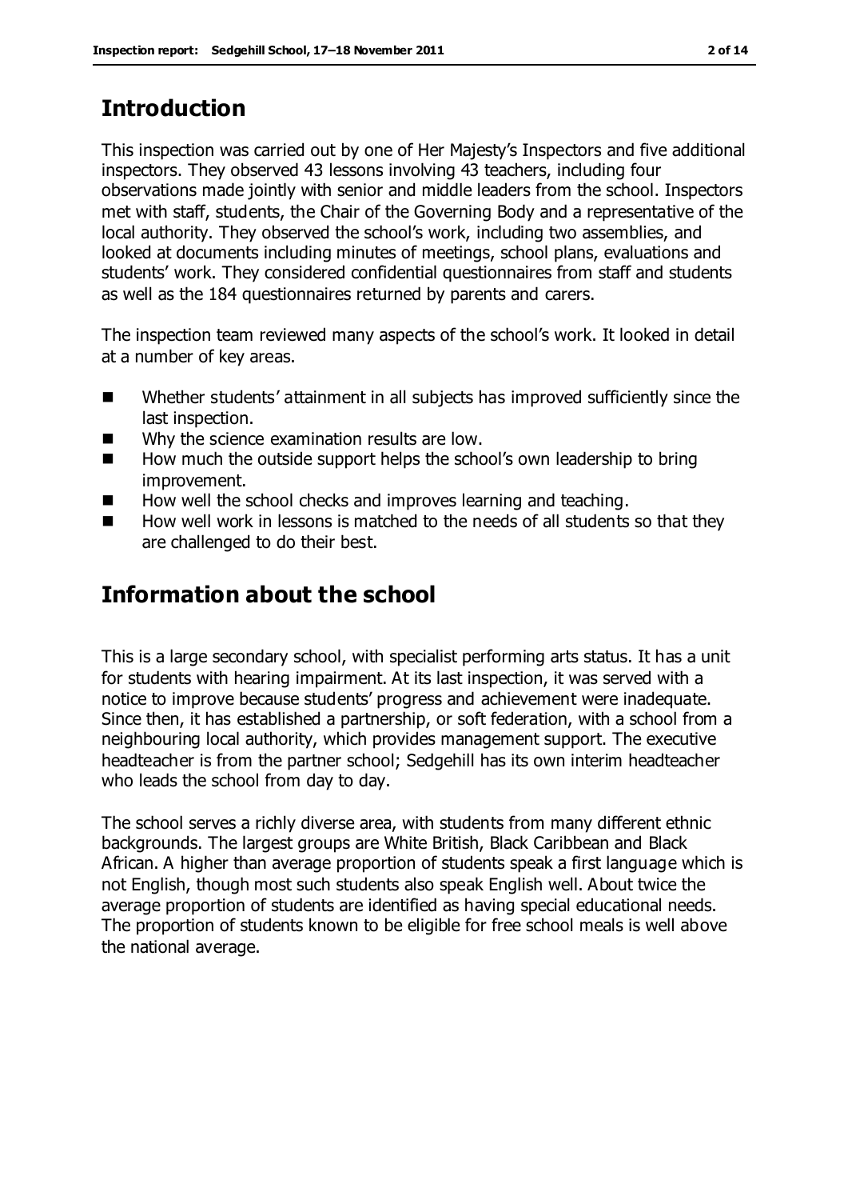## Introduction

This inspection was carried out by one of Her Majesty's Inspectors and five additional inspectors. They observed 43 lessons involving 43 teachers, including four observations made jointly with senior and middle leaders from the school. Inspectors met with staff, students, the Chair of the Governing Body and a representative of the local authority. They observed the school's work, including two assemblies, and looked at documents including minutes of meetings, school plans, evaluations and students' work. They considered confidential questionnaires from staff and students as well as the 184 questionnaires returned by parents and carers.

The inspection team reviewed many aspects of the school's work. It looked in detail at a number of key areas.

- Whether students' attainment in all subjects has improved sufficiently since the last inspection.
- Why the science examination results are low.
- How much the outside support helps the school's own leadership to bring improvement.
- How well the school checks and improves learning and teaching.
- How well work in lessons is matched to the needs of all students so that they are challenged to do their best.

## Information about the school

This is a large secondary school, with specialist performing arts status. It has a unit for students with hearing impairment. At its last inspection, it was served with a notice to improve because students' progress and achievement were inadequate. Since then, it has established a partnership, or soft federation, with a school from a neighbouring local authority, which provides management support. The executive headteacher is from the partner school; Sedgehill has its own interim headteacher who leads the school from day to day.

The school serves a richly diverse area, with students from many different ethnic backgrounds. The largest groups are White British, Black Caribbean and Black African. A higher than average proportion of students speak a first language which is not English, though most such students also speak English well. About twice the average proportion of students are identified as having special educational needs. The proportion of students known to be eligible for free school meals is well above the national average.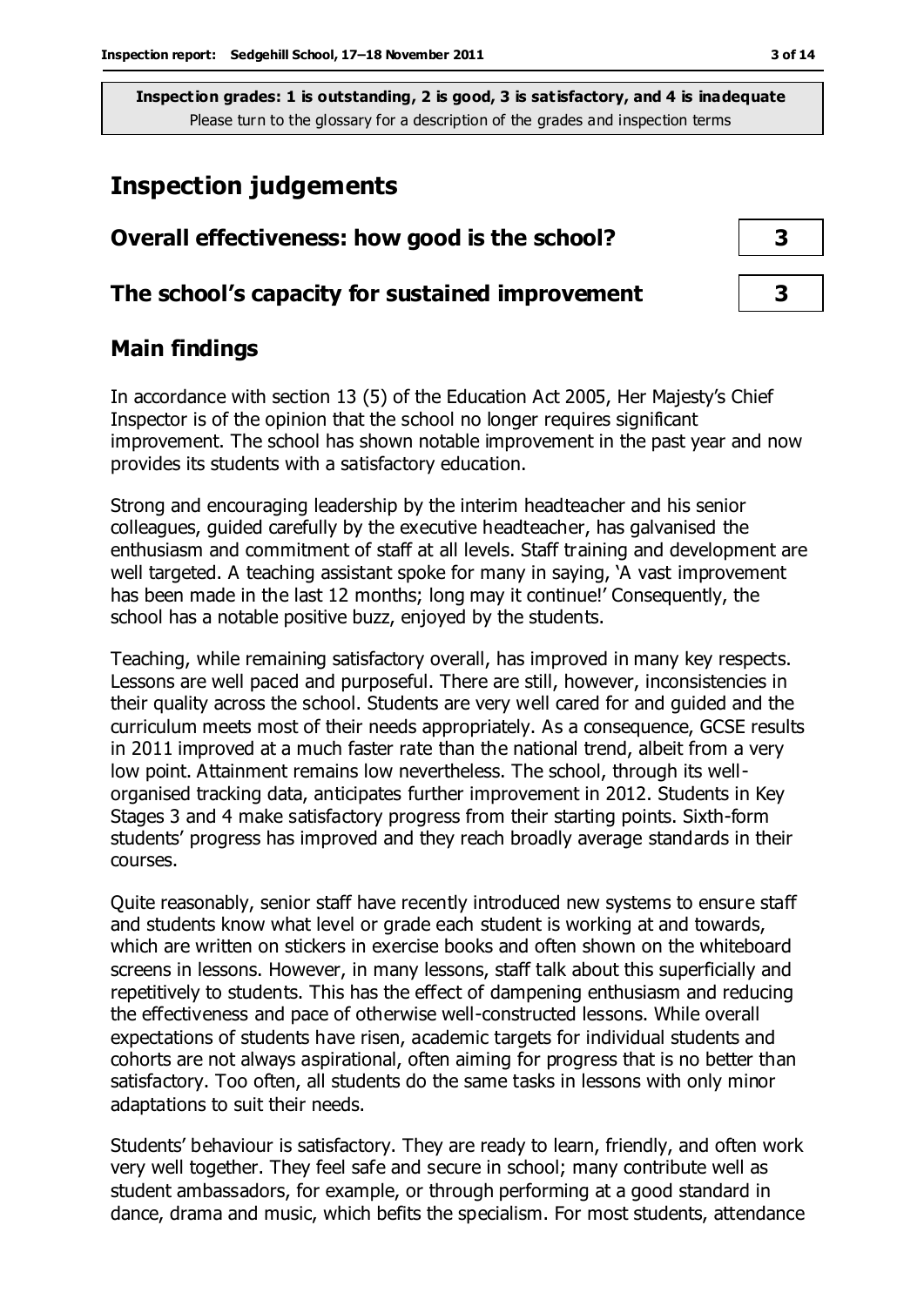**Inspection grades: 1 is outstanding, 2 is good, 3 is satisfactory, and 4 is inadequate**
Please turn to the glossary for a description of the grades and inspection terms

# Inspection judgements

| | |
|---|---|
| **Overall effectiveness: how good is the school?** | **3** |
| **The school's capacity for sustained improvement** | **3** |

## Main findings

In accordance with section 13 (5) of the Education Act 2005, Her Majesty's Chief Inspector is of the opinion that the school no longer requires significant improvement. The school has shown notable improvement in the past year and now provides its students with a satisfactory education.

Strong and encouraging leadership by the interim headteacher and his senior colleagues, guided carefully by the executive headteacher, has galvanised the enthusiasm and commitment of staff at all levels. Staff training and development are well targeted. A teaching assistant spoke for many in saying, 'A vast improvement has been made in the last 12 months; long may it continue!' Consequently, the school has a notable positive buzz, enjoyed by the students.

Teaching, while remaining satisfactory overall, has improved in many key respects. Lessons are well paced and purposeful. There are still, however, inconsistencies in their quality across the school. Students are very well cared for and guided and the curriculum meets most of their needs appropriately. As a consequence, GCSE results in 2011 improved at a much faster rate than the national trend, albeit from a very low point. Attainment remains low nevertheless. The school, through its well-organised tracking data, anticipates further improvement in 2012. Students in Key Stages 3 and 4 make satisfactory progress from their starting points. Sixth-form students' progress has improved and they reach broadly average standards in their courses.

Quite reasonably, senior staff have recently introduced new systems to ensure staff and students know what level or grade each student is working at and towards, which are written on stickers in exercise books and often shown on the whiteboard screens in lessons. However, in many lessons, staff talk about this superficially and repetitively to students. This has the effect of dampening enthusiasm and reducing the effectiveness and pace of otherwise well-constructed lessons. While overall expectations of students have risen, academic targets for individual students and cohorts are not always aspirational, often aiming for progress that is no better than satisfactory. Too often, all students do the same tasks in lessons with only minor adaptations to suit their needs.

Students' behaviour is satisfactory. They are ready to learn, friendly, and often work very well together. They feel safe and secure in school; many contribute well as student ambassadors, for example, or through performing at a good standard in dance, drama and music, which befits the specialism. For most students, attendance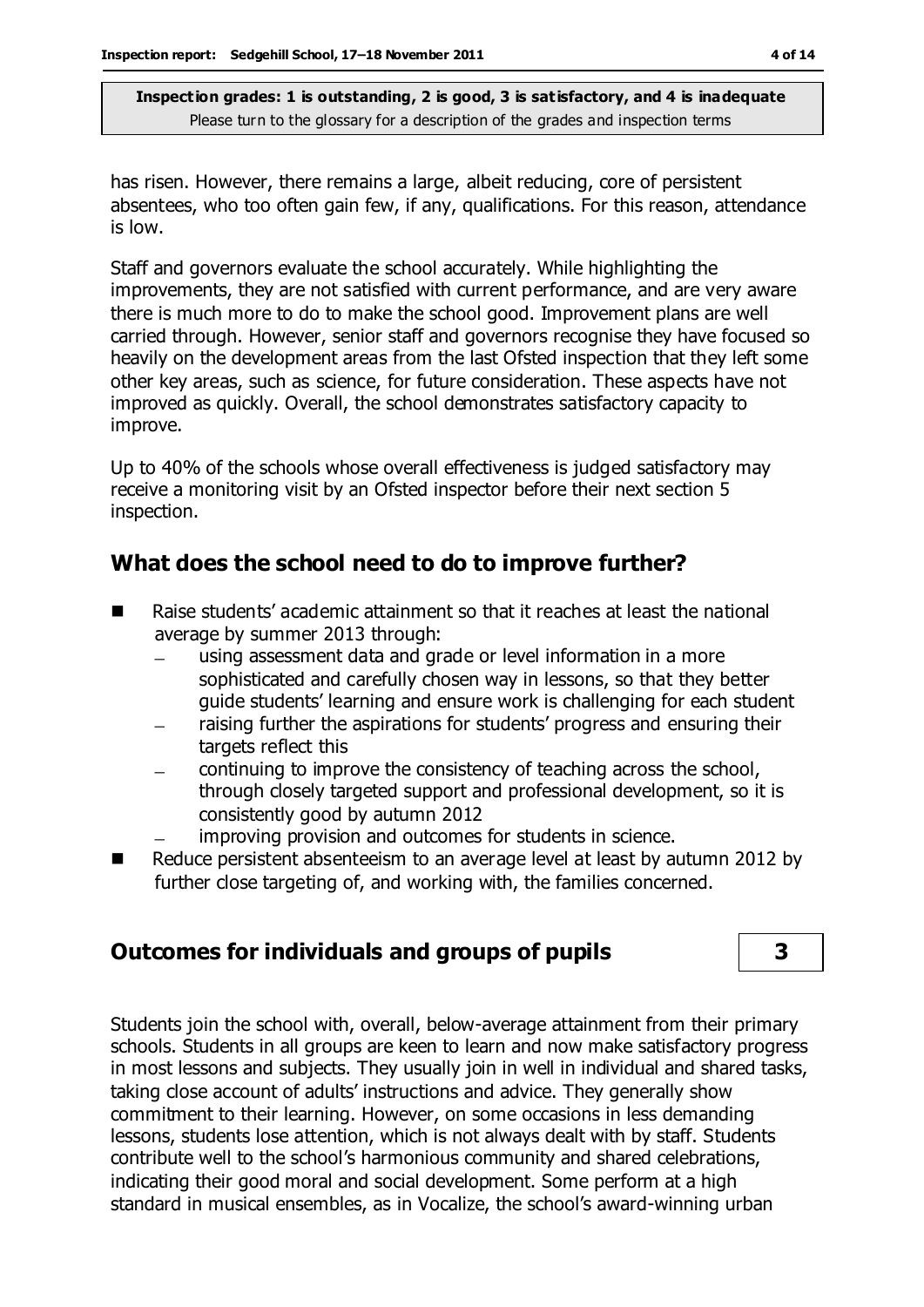has risen. However, there remains a large, albeit reducing, core of persistent absentees, who too often gain few, if any, qualifications. For this reason, attendance is low.

Staff and governors evaluate the school accurately. While highlighting the improvements, they are not satisfied with current performance, and are very aware there is much more to do to make the school good. Improvement plans are well carried through. However, senior staff and governors recognise they have focused so heavily on the development areas from the last Ofsted inspection that they left some other key areas, such as science, for future consideration. These aspects have not improved as quickly. Overall, the school demonstrates satisfactory capacity to improve.

Up to 40% of the schools whose overall effectiveness is judged satisfactory may receive a monitoring visit by an Ofsted inspector before their next section 5 inspection.

## What does the school need to do to improve further?

- Raise students' academic attainment so that it reaches at least the national average by summer 2013 through:
  - using assessment data and grade or level information in a more sophisticated and carefully chosen way in lessons, so that they better guide students' learning and ensure work is challenging for each student
  - raising further the aspirations for students' progress and ensuring their targets reflect this
  - continuing to improve the consistency of teaching across the school, through closely targeted support and professional development, so it is consistently good by autumn 2012
  - improving provision and outcomes for students in science.
- Reduce persistent absenteeism to an average level at least by autumn 2012 by further close targeting of, and working with, the families concerned.

## Outcomes for individuals and groups of pupils — 3

Students join the school with, overall, below-average attainment from their primary schools. Students in all groups are keen to learn and now make satisfactory progress in most lessons and subjects. They usually join in well in individual and shared tasks, taking close account of adults' instructions and advice. They generally show commitment to their learning. However, on some occasions in less demanding lessons, students lose attention, which is not always dealt with by staff. Students contribute well to the school's harmonious community and shared celebrations, indicating their good moral and social development. Some perform at a high standard in musical ensembles, as in Vocalize, the school's award-winning urban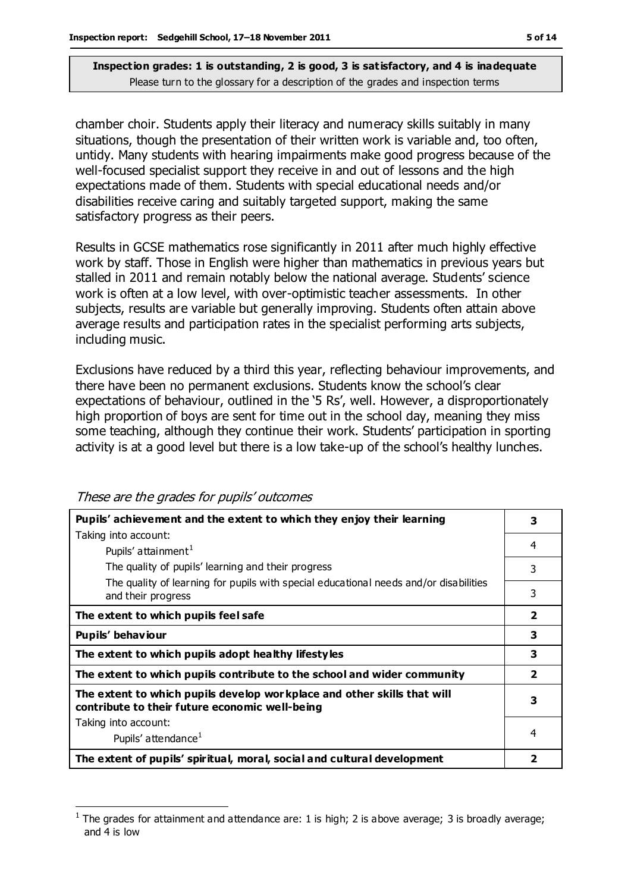**Inspection grades: 1 is outstanding, 2 is good, 3 is satisfactory, and 4 is inadequate**
Please turn to the glossary for a description of the grades and inspection terms

chamber choir. Students apply their literacy and numeracy skills suitably in many situations, though the presentation of their written work is variable and, too often, untidy. Many students with hearing impairments make good progress because of the well-focused specialist support they receive in and out of lessons and the high expectations made of them. Students with special educational needs and/or disabilities receive caring and suitably targeted support, making the same satisfactory progress as their peers.

Results in GCSE mathematics rose significantly in 2011 after much highly effective work by staff. Those in English were higher than mathematics in previous years but stalled in 2011 and remain notably below the national average. Students' science work is often at a low level, with over-optimistic teacher assessments. In other subjects, results are variable but generally improving. Students often attain above average results and participation rates in the specialist performing arts subjects, including music.

Exclusions have reduced by a third this year, reflecting behaviour improvements, and there have been no permanent exclusions. Students know the school's clear expectations of behaviour, outlined in the '5 Rs', well. However, a disproportionately high proportion of boys are sent for time out in the school day, meaning they miss some teaching, although they continue their work. Students' participation in sporting activity is at a good level but there is a low take-up of the school's healthy lunches.

*These are the grades for pupils' outcomes*

| | |
|---|---|
| **Pupils' achievement and the extent to which they enjoy their learning** | **3** |
| Taking into account: Pupils' attainment[1] | 4 |
| The quality of pupils' learning and their progress | 3 |
| The quality of learning for pupils with special educational needs and/or disabilities and their progress | 3 |
| **The extent to which pupils feel safe** | **2** |
| **Pupils' behaviour** | **3** |
| **The extent to which pupils adopt healthy lifestyles** | **3** |
| **The extent to which pupils contribute to the school and wider community** | **2** |
| **The extent to which pupils develop workplace and other skills that will contribute to their future economic well-being** | **3** |
| Taking into account: Pupils' attendance[1] | 4 |
| **The extent of pupils' spiritual, moral, social and cultural development** | **2** |

[1] The grades for attainment and attendance are: 1 is high; 2 is above average; 3 is broadly average; and 4 is low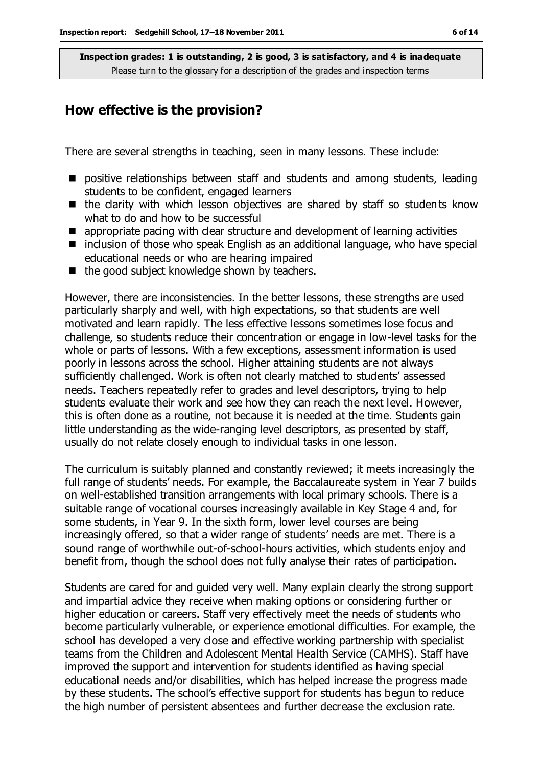**Inspection grades: 1 is outstanding, 2 is good, 3 is satisfactory, and 4 is inadequate**
Please turn to the glossary for a description of the grades and inspection terms

## How effective is the provision?

There are several strengths in teaching, seen in many lessons. These include:

- positive relationships between staff and students and among students, leading students to be confident, engaged learners
- the clarity with which lesson objectives are shared by staff so students know what to do and how to be successful
- appropriate pacing with clear structure and development of learning activities
- inclusion of those who speak English as an additional language, who have special educational needs or who are hearing impaired
- the good subject knowledge shown by teachers.

However, there are inconsistencies. In the better lessons, these strengths are used particularly sharply and well, with high expectations, so that students are well motivated and learn rapidly. The less effective lessons sometimes lose focus and challenge, so students reduce their concentration or engage in low-level tasks for the whole or parts of lessons. With a few exceptions, assessment information is used poorly in lessons across the school. Higher attaining students are not always sufficiently challenged. Work is often not clearly matched to students' assessed needs. Teachers repeatedly refer to grades and level descriptors, trying to help students evaluate their work and see how they can reach the next level. However, this is often done as a routine, not because it is needed at the time. Students gain little understanding as the wide-ranging level descriptors, as presented by staff, usually do not relate closely enough to individual tasks in one lesson.

The curriculum is suitably planned and constantly reviewed; it meets increasingly the full range of students' needs. For example, the Baccalaureate system in Year 7 builds on well-established transition arrangements with local primary schools. There is a suitable range of vocational courses increasingly available in Key Stage 4 and, for some students, in Year 9. In the sixth form, lower level courses are being increasingly offered, so that a wider range of students' needs are met. There is a sound range of worthwhile out-of-school-hours activities, which students enjoy and benefit from, though the school does not fully analyse their rates of participation.

Students are cared for and guided very well. Many explain clearly the strong support and impartial advice they receive when making options or considering further or higher education or careers. Staff very effectively meet the needs of students who become particularly vulnerable, or experience emotional difficulties. For example, the school has developed a very close and effective working partnership with specialist teams from the Children and Adolescent Mental Health Service (CAMHS). Staff have improved the support and intervention for students identified as having special educational needs and/or disabilities, which has helped increase the progress made by these students. The school's effective support for students has begun to reduce the high number of persistent absentees and further decrease the exclusion rate.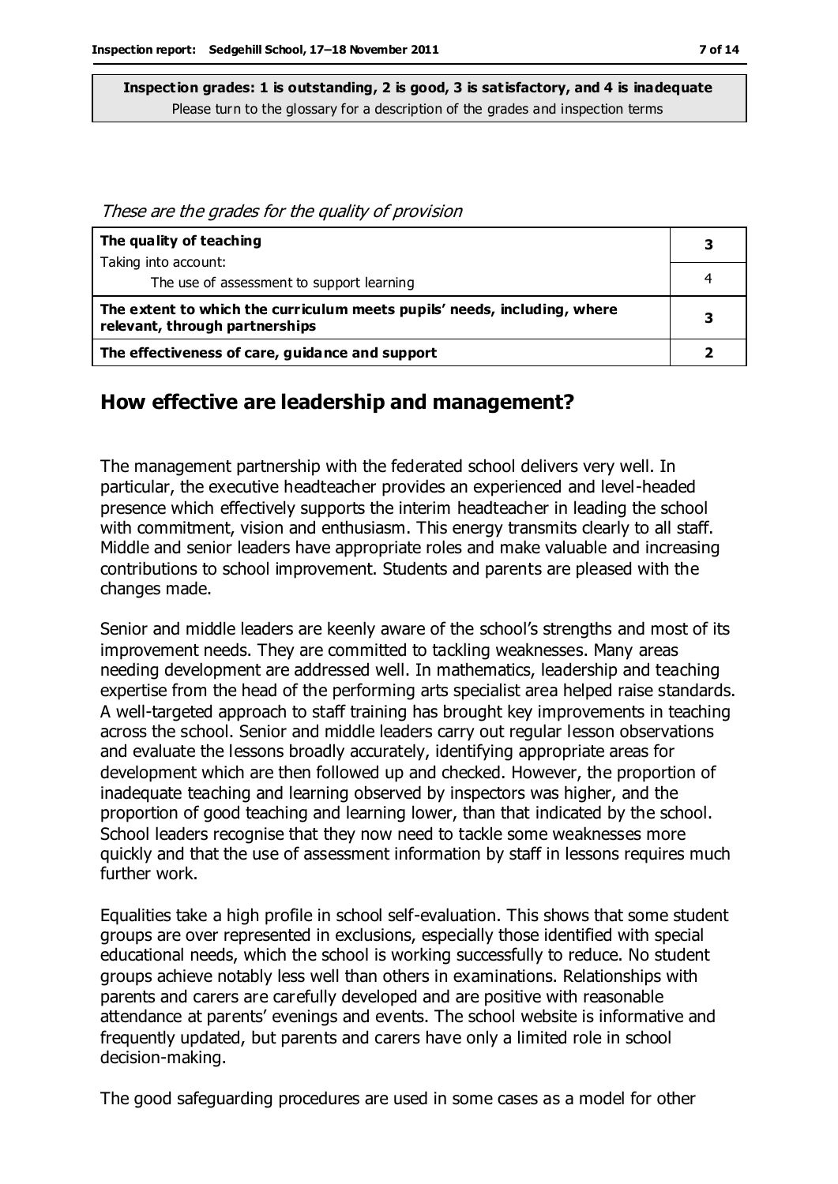**Inspection grades: 1 is outstanding, 2 is good, 3 is satisfactory, and 4 is inadequate**
Please turn to the glossary for a description of the grades and inspection terms

*These are the grades for the quality of provision*

| | |
|---|---|
| **The quality of teaching**<br>Taking into account: | **3** |
| The use of assessment to support learning | 4 |
| **The extent to which the curriculum meets pupils' needs, including, where relevant, through partnerships** | **3** |
| **The effectiveness of care, guidance and support** | **2** |

## How effective are leadership and management?

The management partnership with the federated school delivers very well. In particular, the executive headteacher provides an experienced and level-headed presence which effectively supports the interim headteacher in leading the school with commitment, vision and enthusiasm. This energy transmits clearly to all staff. Middle and senior leaders have appropriate roles and make valuable and increasing contributions to school improvement. Students and parents are pleased with the changes made.

Senior and middle leaders are keenly aware of the school's strengths and most of its improvement needs. They are committed to tackling weaknesses. Many areas needing development are addressed well. In mathematics, leadership and teaching expertise from the head of the performing arts specialist area helped raise standards. A well-targeted approach to staff training has brought key improvements in teaching across the school. Senior and middle leaders carry out regular lesson observations and evaluate the lessons broadly accurately, identifying appropriate areas for development which are then followed up and checked. However, the proportion of inadequate teaching and learning observed by inspectors was higher, and the proportion of good teaching and learning lower, than that indicated by the school. School leaders recognise that they now need to tackle some weaknesses more quickly and that the use of assessment information by staff in lessons requires much further work.

Equalities take a high profile in school self-evaluation. This shows that some student groups are over represented in exclusions, especially those identified with special educational needs, which the school is working successfully to reduce. No student groups achieve notably less well than others in examinations. Relationships with parents and carers are carefully developed and are positive with reasonable attendance at parents' evenings and events. The school website is informative and frequently updated, but parents and carers have only a limited role in school decision-making.

The good safeguarding procedures are used in some cases as a model for other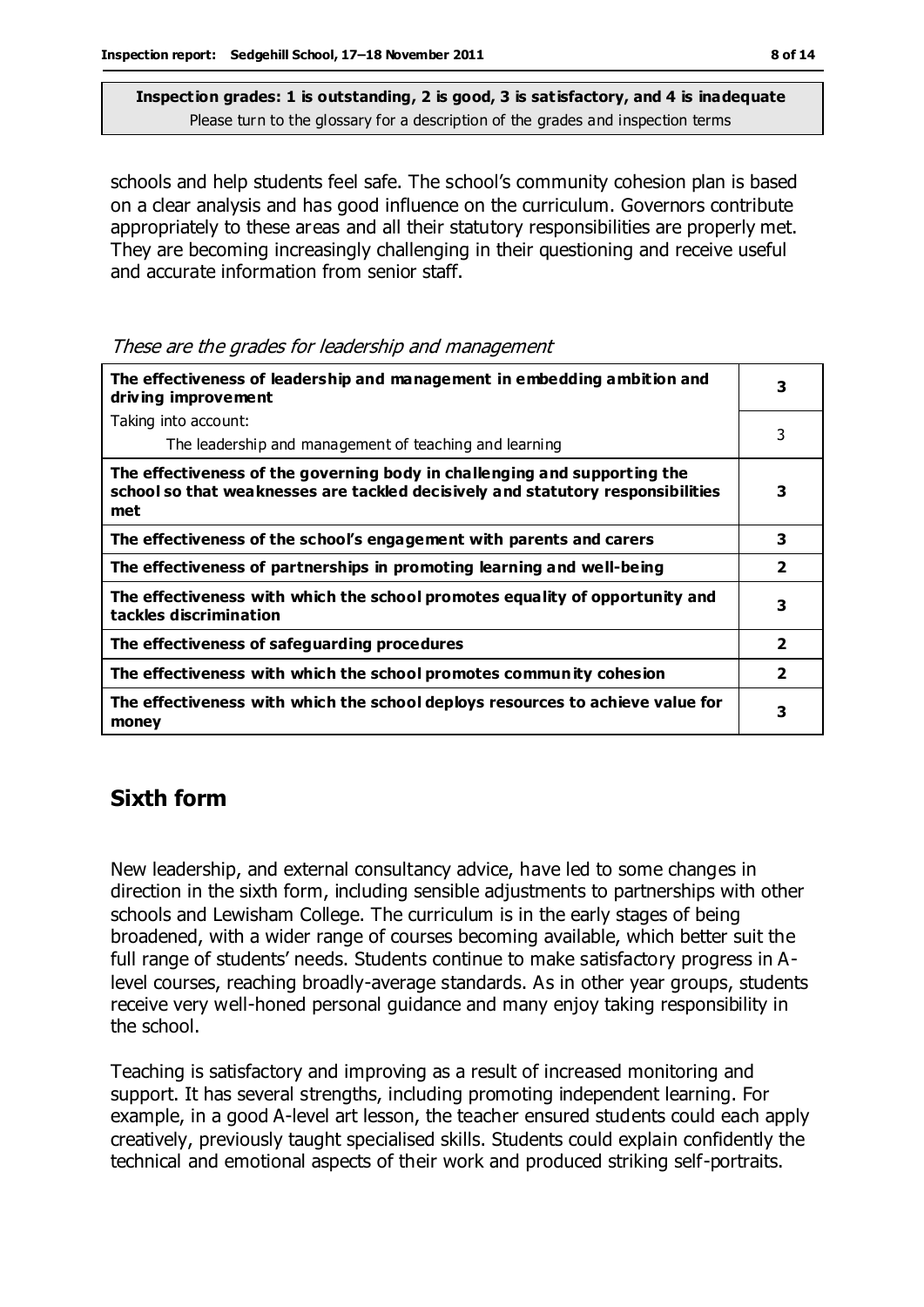**Inspection grades: 1 is outstanding, 2 is good, 3 is satisfactory, and 4 is inadequate**
Please turn to the glossary for a description of the grades and inspection terms

schools and help students feel safe. The school's community cohesion plan is based on a clear analysis and has good influence on the curriculum. Governors contribute appropriately to these areas and all their statutory responsibilities are properly met. They are becoming increasingly challenging in their questioning and receive useful and accurate information from senior staff.

*These are the grades for leadership and management*

| | |
|---|---|
| **The effectiveness of leadership and management in embedding ambition and driving improvement** | **3** |
| Taking into account: The leadership and management of teaching and learning | 3 |
| **The effectiveness of the governing body in challenging and supporting the school so that weaknesses are tackled decisively and statutory responsibilities met** | **3** |
| **The effectiveness of the school's engagement with parents and carers** | **3** |
| **The effectiveness of partnerships in promoting learning and well-being** | **2** |
| **The effectiveness with which the school promotes equality of opportunity and tackles discrimination** | **3** |
| **The effectiveness of safeguarding procedures** | **2** |
| **The effectiveness with which the school promotes community cohesion** | **2** |
| **The effectiveness with which the school deploys resources to achieve value for money** | **3** |

## Sixth form

New leadership, and external consultancy advice, have led to some changes in direction in the sixth form, including sensible adjustments to partnerships with other schools and Lewisham College. The curriculum is in the early stages of being broadened, with a wider range of courses becoming available, which better suit the full range of students' needs. Students continue to make satisfactory progress in A-level courses, reaching broadly-average standards. As in other year groups, students receive very well-honed personal guidance and many enjoy taking responsibility in the school.

Teaching is satisfactory and improving as a result of increased monitoring and support. It has several strengths, including promoting independent learning. For example, in a good A-level art lesson, the teacher ensured students could each apply creatively, previously taught specialised skills. Students could explain confidently the technical and emotional aspects of their work and produced striking self-portraits.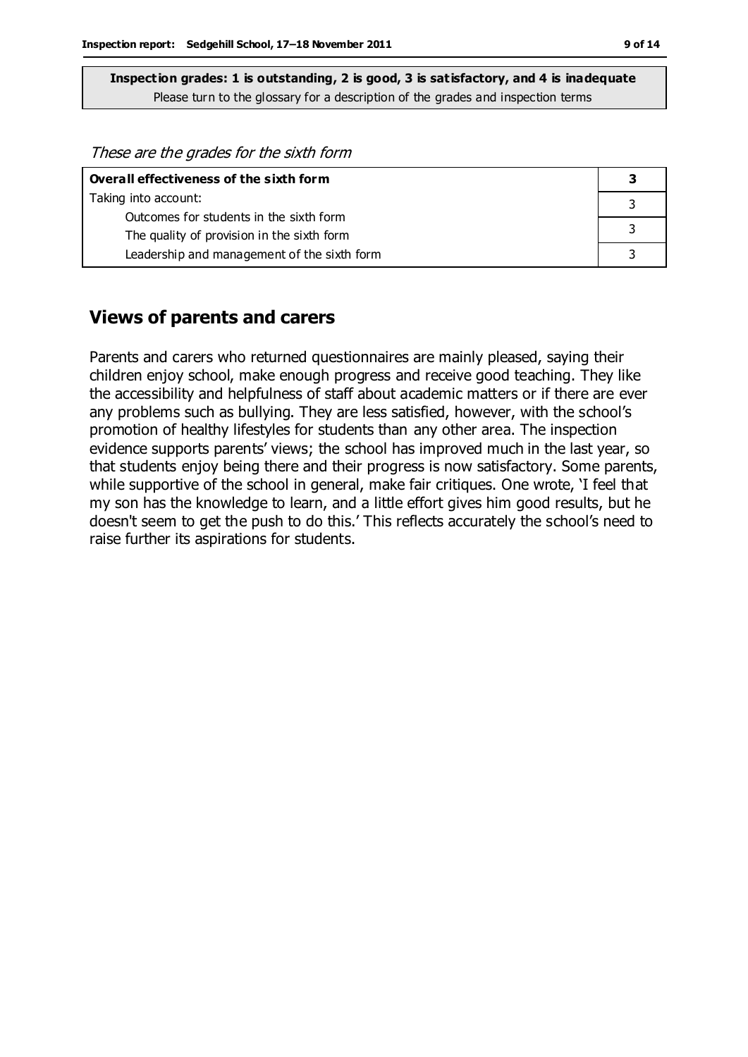**Inspection grades: 1 is outstanding, 2 is good, 3 is satisfactory, and 4 is inadequate**
Please turn to the glossary for a description of the grades and inspection terms

*These are the grades for the sixth form*

| **Overall effectiveness of the sixth form** | **3** |
|---|---|
| Taking into account: | |
| Outcomes for students in the sixth form | 3 |
| The quality of provision in the sixth form | 3 |
| Leadership and management of the sixth form | 3 |

## Views of parents and carers

Parents and carers who returned questionnaires are mainly pleased, saying their children enjoy school, make enough progress and receive good teaching. They like the accessibility and helpfulness of staff about academic matters or if there are ever any problems such as bullying. They are less satisfied, however, with the school's promotion of healthy lifestyles for students than any other area. The inspection evidence supports parents' views; the school has improved much in the last year, so that students enjoy being there and their progress is now satisfactory. Some parents, while supportive of the school in general, make fair critiques. One wrote, 'I feel that my son has the knowledge to learn, and a little effort gives him good results, but he doesn't seem to get the push to do this.' This reflects accurately the school's need to raise further its aspirations for students.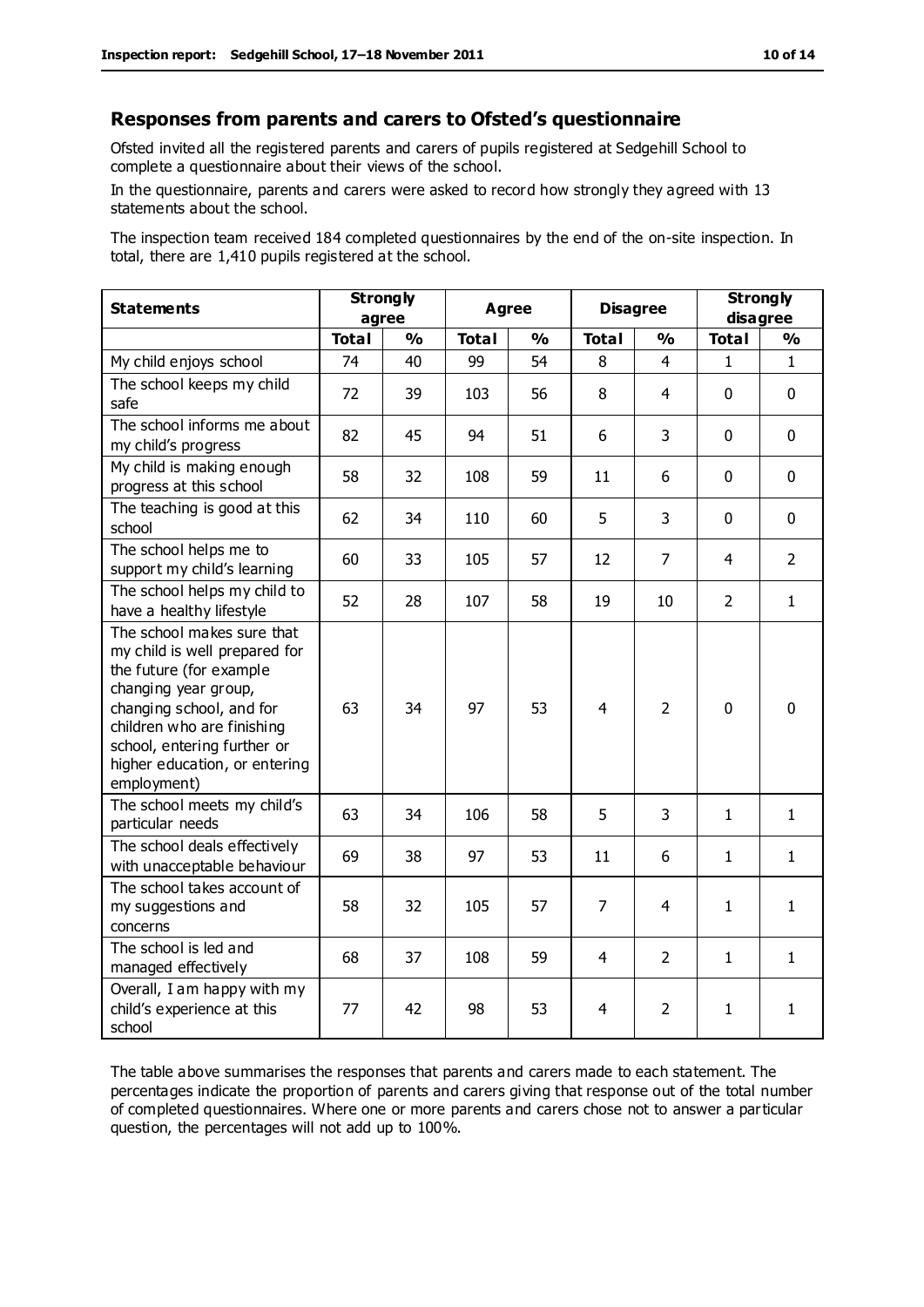## Responses from parents and carers to Ofsted's questionnaire

Ofsted invited all the registered parents and carers of pupils registered at Sedgehill School to complete a questionnaire about their views of the school.

In the questionnaire, parents and carers were asked to record how strongly they agreed with 13 statements about the school.

The inspection team received 184 completed questionnaires by the end of the on-site inspection. In total, there are 1,410 pupils registered at the school.

| Statements | Strongly agree | | Agree | | Disagree | | Strongly disagree | |
|---|---|---|---|---|---|---|---|---|
| | Total | % | Total | % | Total | % | Total | % |
| My child enjoys school | 74 | 40 | 99 | 54 | 8 | 4 | 1 | 1 |
| The school keeps my child safe | 72 | 39 | 103 | 56 | 8 | 4 | 0 | 0 |
| The school informs me about my child's progress | 82 | 45 | 94 | 51 | 6 | 3 | 0 | 0 |
| My child is making enough progress at this school | 58 | 32 | 108 | 59 | 11 | 6 | 0 | 0 |
| The teaching is good at this school | 62 | 34 | 110 | 60 | 5 | 3 | 0 | 0 |
| The school helps me to support my child's learning | 60 | 33 | 105 | 57 | 12 | 7 | 4 | 2 |
| The school helps my child to have a healthy lifestyle | 52 | 28 | 107 | 58 | 19 | 10 | 2 | 1 |
| The school makes sure that my child is well prepared for the future (for example changing year group, changing school, and for children who are finishing school, entering further or higher education, or entering employment) | 63 | 34 | 97 | 53 | 4 | 2 | 0 | 0 |
| The school meets my child's particular needs | 63 | 34 | 106 | 58 | 5 | 3 | 1 | 1 |
| The school deals effectively with unacceptable behaviour | 69 | 38 | 97 | 53 | 11 | 6 | 1 | 1 |
| The school takes account of my suggestions and concerns | 58 | 32 | 105 | 57 | 7 | 4 | 1 | 1 |
| The school is led and managed effectively | 68 | 37 | 108 | 59 | 4 | 2 | 1 | 1 |
| Overall, I am happy with my child's experience at this school | 77 | 42 | 98 | 53 | 4 | 2 | 1 | 1 |

The table above summarises the responses that parents and carers made to each statement. The percentages indicate the proportion of parents and carers giving that response out of the total number of completed questionnaires. Where one or more parents and carers chose not to answer a particular question, the percentages will not add up to 100%.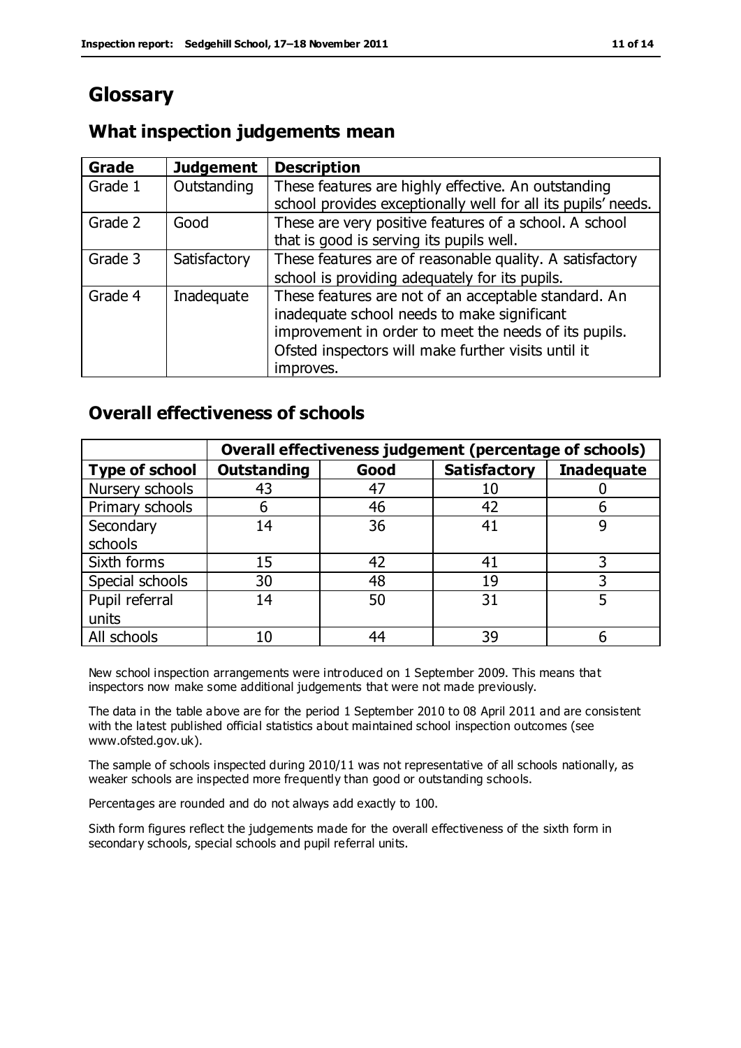# Glossary

## What inspection judgements mean

| Grade | Judgement | Description |
|---|---|---|
| Grade 1 | Outstanding | These features are highly effective. An outstanding school provides exceptionally well for all its pupils' needs. |
| Grade 2 | Good | These are very positive features of a school. A school that is good is serving its pupils well. |
| Grade 3 | Satisfactory | These features are of reasonable quality. A satisfactory school is providing adequately for its pupils. |
| Grade 4 | Inadequate | These features are not of an acceptable standard. An inadequate school needs to make significant improvement in order to meet the needs of its pupils. Ofsted inspectors will make further visits until it improves. |

## Overall effectiveness of schools

| | Overall effectiveness judgement (percentage of schools) | | | |
|---|---|---|---|---|
| **Type of school** | **Outstanding** | **Good** | **Satisfactory** | **Inadequate** |
| Nursery schools | 43 | 47 | 10 | 0 |
| Primary schools | 6 | 46 | 42 | 6 |
| Secondary schools | 14 | 36 | 41 | 9 |
| Sixth forms | 15 | 42 | 41 | 3 |
| Special schools | 30 | 48 | 19 | 3 |
| Pupil referral units | 14 | 50 | 31 | 5 |
| All schools | 10 | 44 | 39 | 6 |

New school inspection arrangements were introduced on 1 September 2009. This means that inspectors now make some additional judgements that were not made previously.

The data in the table above are for the period 1 September 2010 to 08 April 2011 and are consistent with the latest published official statistics about maintained school inspection outcomes (see www.ofsted.gov.uk).

The sample of schools inspected during 2010/11 was not representative of all schools nationally, as weaker schools are inspected more frequently than good or outstanding schools.

Percentages are rounded and do not always add exactly to 100.

Sixth form figures reflect the judgements made for the overall effectiveness of the sixth form in secondary schools, special schools and pupil referral units.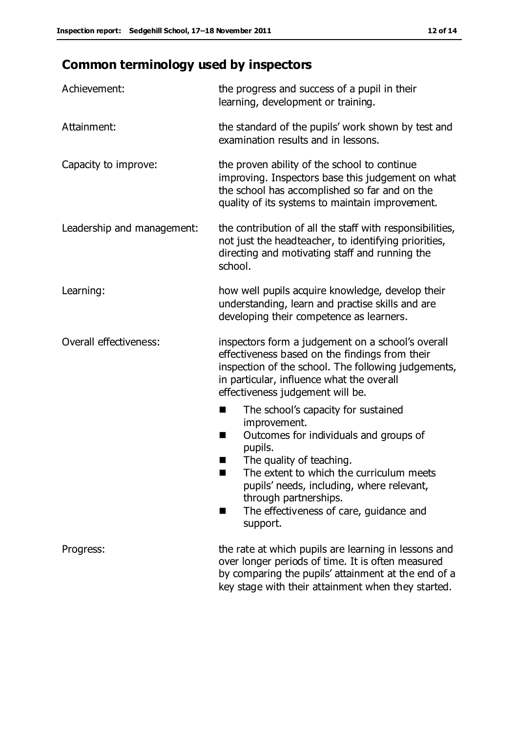## Common terminology used by inspectors

**Achievement:** the progress and success of a pupil in their learning, development or training.

**Attainment:** the standard of the pupils' work shown by test and examination results and in lessons.

**Capacity to improve:** the proven ability of the school to continue improving. Inspectors base this judgement on what the school has accomplished so far and on the quality of its systems to maintain improvement.

**Leadership and management:** the contribution of all the staff with responsibilities, not just the headteacher, to identifying priorities, directing and motivating staff and running the school.

**Learning:** how well pupils acquire knowledge, develop their understanding, learn and practise skills and are developing their competence as learners.

**Overall effectiveness:** inspectors form a judgement on a school's overall effectiveness based on the findings from their inspection of the school. The following judgements, in particular, influence what the overall effectiveness judgement will be.

- The school's capacity for sustained improvement.
- Outcomes for individuals and groups of pupils.
- The quality of teaching.
- The extent to which the curriculum meets pupils' needs, including, where relevant, through partnerships.
- The effectiveness of care, guidance and support.

**Progress:** the rate at which pupils are learning in lessons and over longer periods of time. It is often measured by comparing the pupils' attainment at the end of a key stage with their attainment when they started.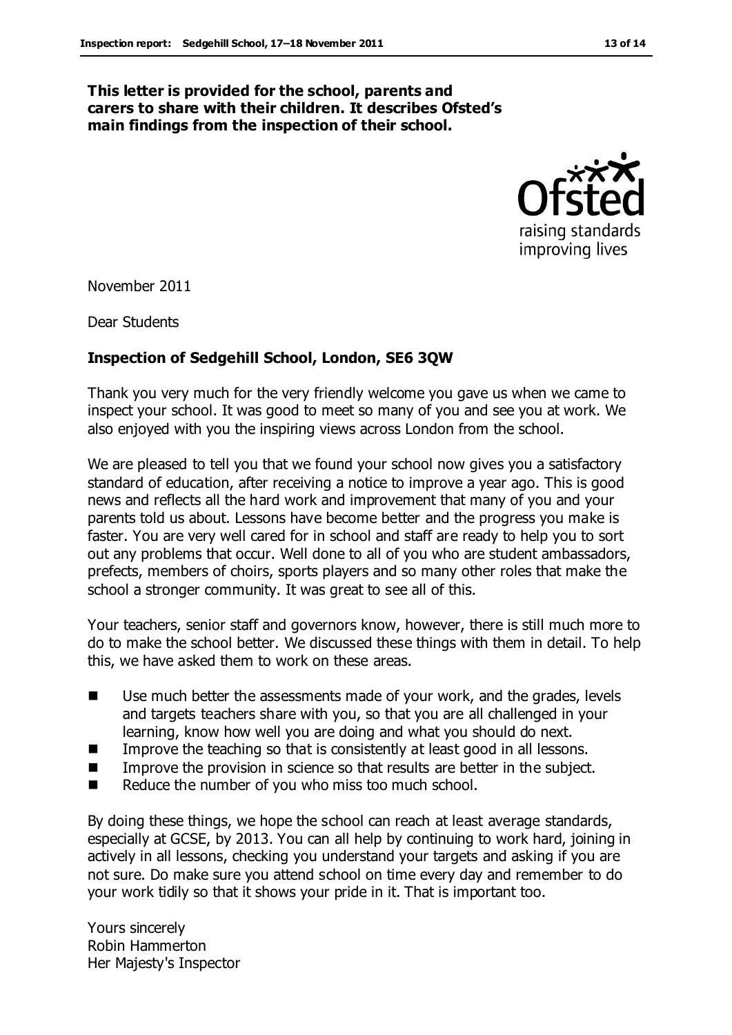**This letter is provided for the school, parents and carers to share with their children. It describes Ofsted's main findings from the inspection of their school.**

November 2011

Dear Students

**Inspection of Sedgehill School, London, SE6 3QW**

Thank you very much for the very friendly welcome you gave us when we came to inspect your school. It was good to meet so many of you and see you at work. We also enjoyed with you the inspiring views across London from the school.

We are pleased to tell you that we found your school now gives you a satisfactory standard of education, after receiving a notice to improve a year ago. This is good news and reflects all the hard work and improvement that many of you and your parents told us about. Lessons have become better and the progress you make is faster. You are very well cared for in school and staff are ready to help you to sort out any problems that occur. Well done to all of you who are student ambassadors, prefects, members of choirs, sports players and so many other roles that make the school a stronger community. It was great to see all of this.

Your teachers, senior staff and governors know, however, there is still much more to do to make the school better. We discussed these things with them in detail. To help this, we have asked them to work on these areas.

- Use much better the assessments made of your work, and the grades, levels and targets teachers share with you, so that you are all challenged in your learning, know how well you are doing and what you should do next.
- Improve the teaching so that is consistently at least good in all lessons.
- Improve the provision in science so that results are better in the subject.
- Reduce the number of you who miss too much school.

By doing these things, we hope the school can reach at least average standards, especially at GCSE, by 2013. You can all help by continuing to work hard, joining in actively in all lessons, checking you understand your targets and asking if you are not sure. Do make sure you attend school on time every day and remember to do your work tidily so that it shows your pride in it. That is important too.

Yours sincerely
Robin Hammerton
Her Majesty's Inspector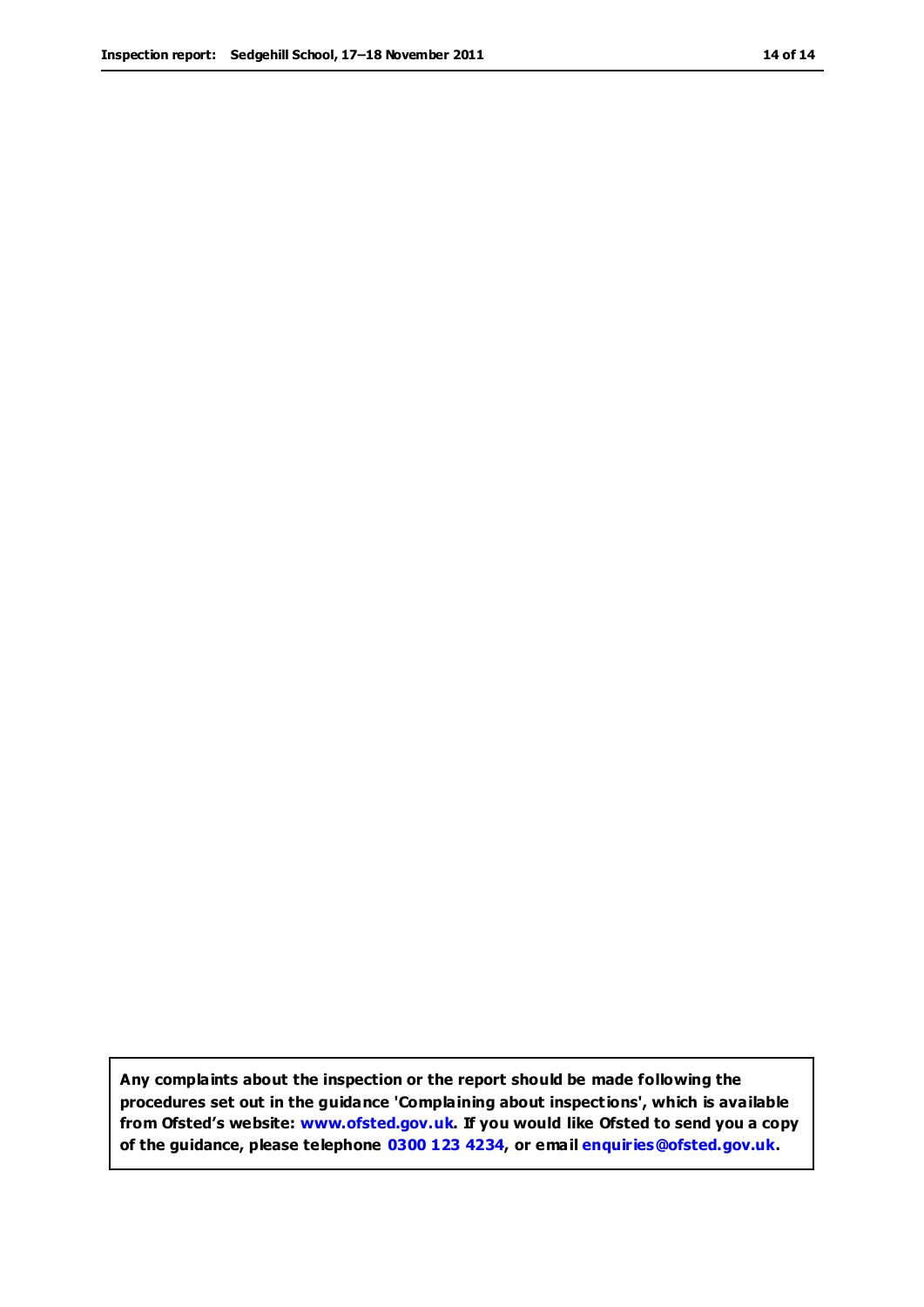**Any complaints about the inspection or the report should be made following the procedures set out in the guidance 'Complaining about inspections', which is available from Ofsted's website: www.ofsted.gov.uk. If you would like Ofsted to send you a copy of the guidance, please telephone 0300 123 4234, or email enquiries@ofsted.gov.uk.**